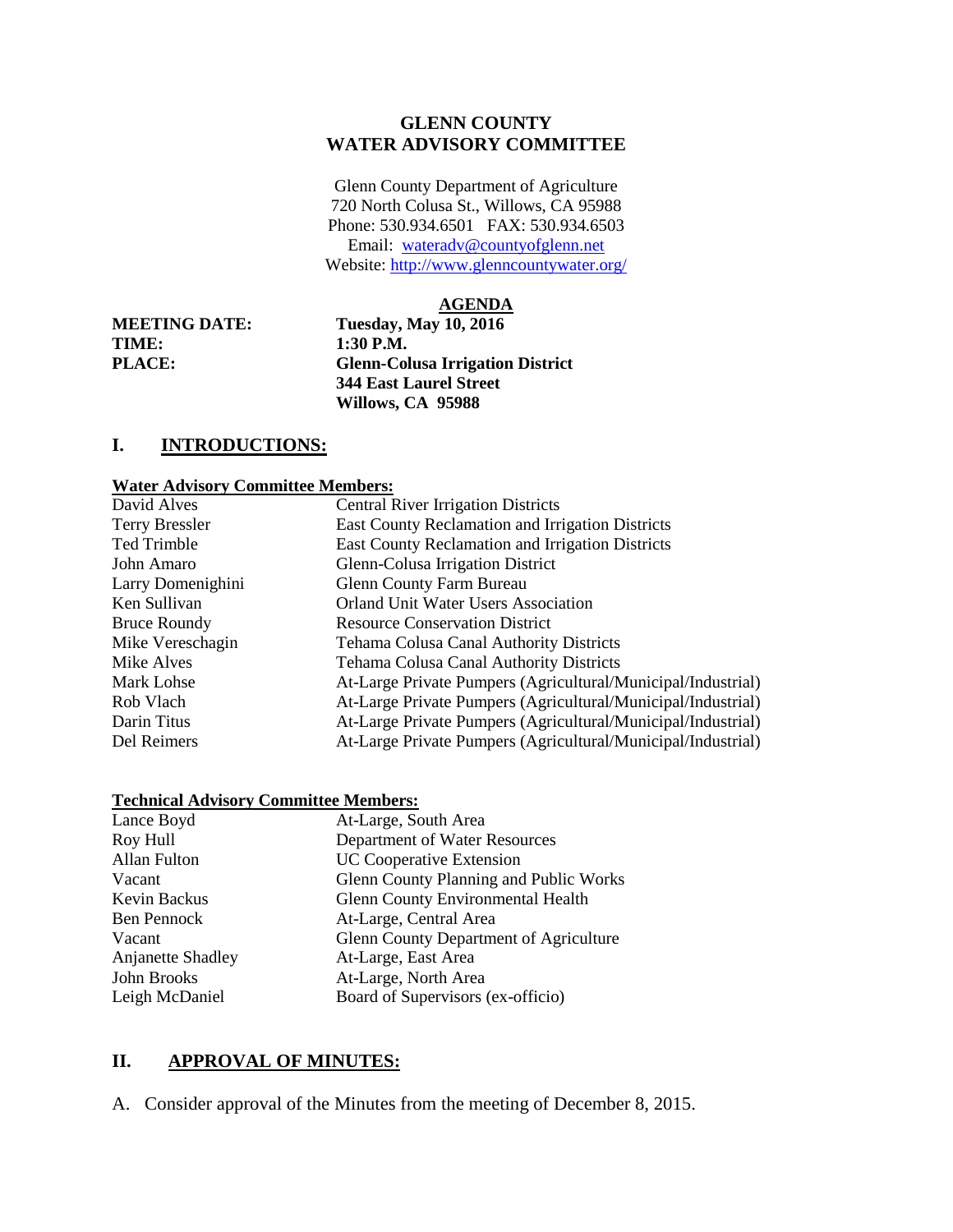# GLENN COUNTY
# WATER ADVISORY COMMITTEE

Glenn County Department of Agriculture
720 North Colusa St., Willows, CA 95988
Phone: 530.934.6501 FAX: 530.934.6503
Email: wateradv@countyofglenn.net
Website: http://www.glenncountywater.org/

## AGENDA

**MEETING DATE:** **Tuesday, May 10, 2016**
**TIME:** **1:30 P.M.**
**PLACE:** **Glenn-Colusa Irrigation District**
**344 East Laurel Street**
**Willows, CA 95988**

## I. INTRODUCTIONS:

**Water Advisory Committee Members:**

| | |
|---|---|
| David Alves | Central River Irrigation Districts |
| Terry Bressler | East County Reclamation and Irrigation Districts |
| Ted Trimble | East County Reclamation and Irrigation Districts |
| John Amaro | Glenn-Colusa Irrigation District |
| Larry Domenighini | Glenn County Farm Bureau |
| Ken Sullivan | Orland Unit Water Users Association |
| Bruce Roundy | Resource Conservation District |
| Mike Vereschagin | Tehama Colusa Canal Authority Districts |
| Mike Alves | Tehama Colusa Canal Authority Districts |
| Mark Lohse | At-Large Private Pumpers (Agricultural/Municipal/Industrial) |
| Rob Vlach | At-Large Private Pumpers (Agricultural/Municipal/Industrial) |
| Darin Titus | At-Large Private Pumpers (Agricultural/Municipal/Industrial) |
| Del Reimers | At-Large Private Pumpers (Agricultural/Municipal/Industrial) |

**Technical Advisory Committee Members:**

| | |
|---|---|
| Lance Boyd | At-Large, South Area |
| Roy Hull | Department of Water Resources |
| Allan Fulton | UC Cooperative Extension |
| Vacant | Glenn County Planning and Public Works |
| Kevin Backus | Glenn County Environmental Health |
| Ben Pennock | At-Large, Central Area |
| Vacant | Glenn County Department of Agriculture |
| Anjanette Shadley | At-Large, East Area |
| John Brooks | At-Large, North Area |
| Leigh McDaniel | Board of Supervisors (ex-officio) |

## II. APPROVAL OF MINUTES:

A. Consider approval of the Minutes from the meeting of December 8, 2015.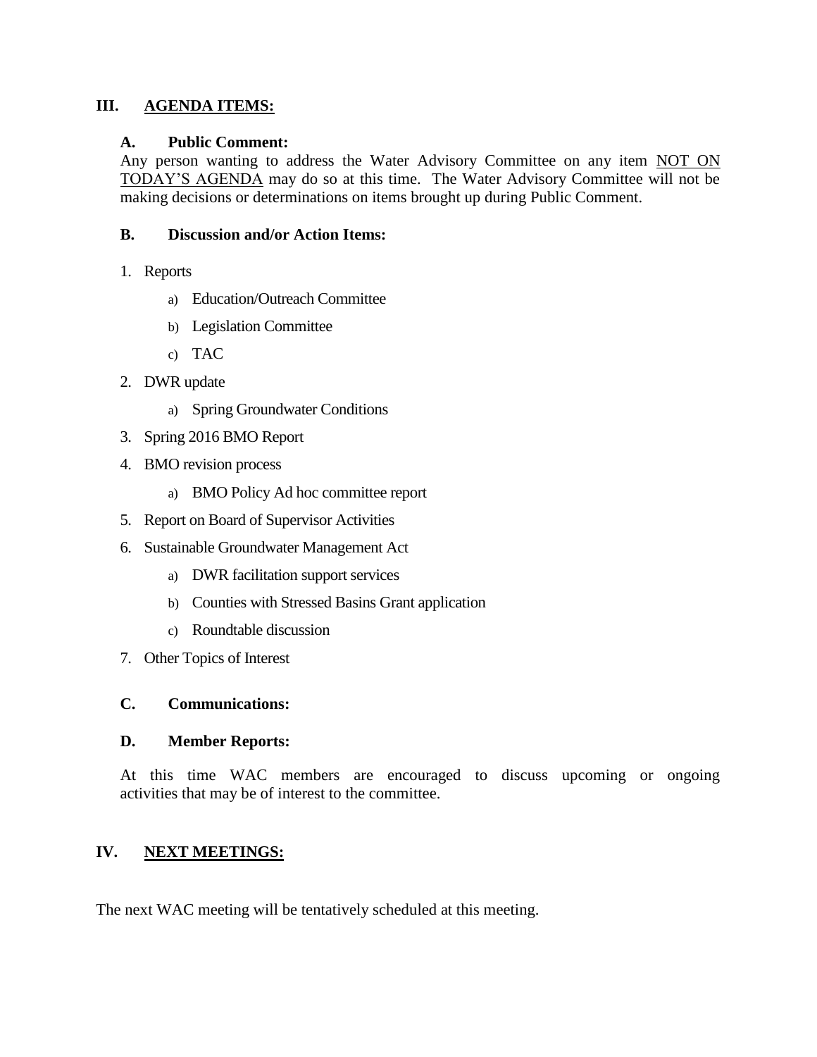## III. AGENDA ITEMS:

### A. Public Comment:

Any person wanting to address the Water Advisory Committee on any item NOT ON TODAY'S AGENDA may do so at this time. The Water Advisory Committee will not be making decisions or determinations on items brought up during Public Comment.

### B. Discussion and/or Action Items:

1. Reports
   a) Education/Outreach Committee
   b) Legislation Committee
   c) TAC
2. DWR update
   a) Spring Groundwater Conditions
3. Spring 2016 BMO Report
4. BMO revision process
   a) BMO Policy Ad hoc committee report
5. Report on Board of Supervisor Activities
6. Sustainable Groundwater Management Act
   a) DWR facilitation support services
   b) Counties with Stressed Basins Grant application
   c) Roundtable discussion
7. Other Topics of Interest

### C. Communications:

### D. Member Reports:

At this time WAC members are encouraged to discuss upcoming or ongoing activities that may be of interest to the committee.

## IV. NEXT MEETINGS:

The next WAC meeting will be tentatively scheduled at this meeting.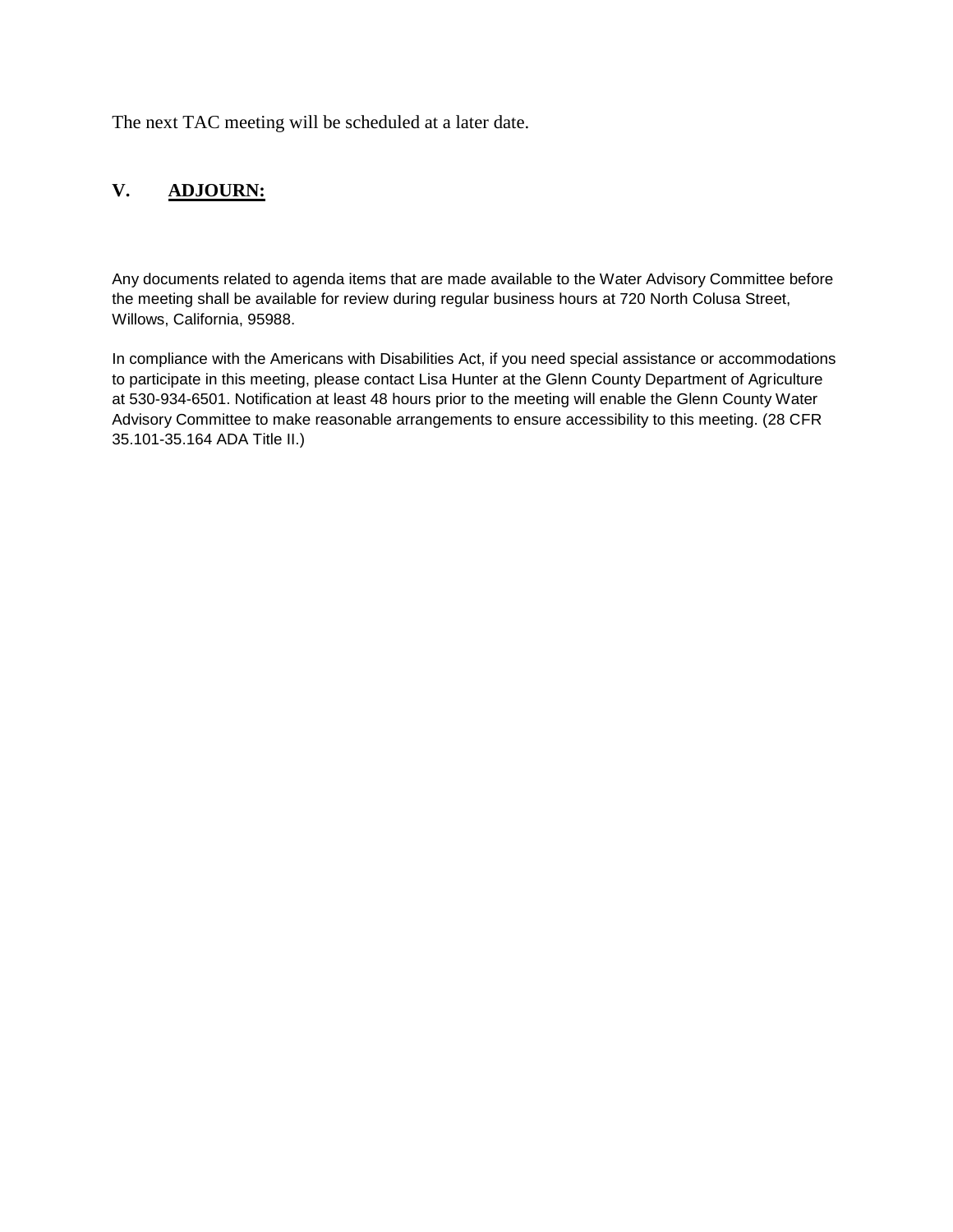The next TAC meeting will be scheduled at a later date.

## V. **ADJOURN:**

Any documents related to agenda items that are made available to the Water Advisory Committee before the meeting shall be available for review during regular business hours at 720 North Colusa Street, Willows, California, 95988.

In compliance with the Americans with Disabilities Act, if you need special assistance or accommodations to participate in this meeting, please contact Lisa Hunter at the Glenn County Department of Agriculture at 530-934-6501. Notification at least 48 hours prior to the meeting will enable the Glenn County Water Advisory Committee to make reasonable arrangements to ensure accessibility to this meeting. (28 CFR 35.101-35.164 ADA Title II.)